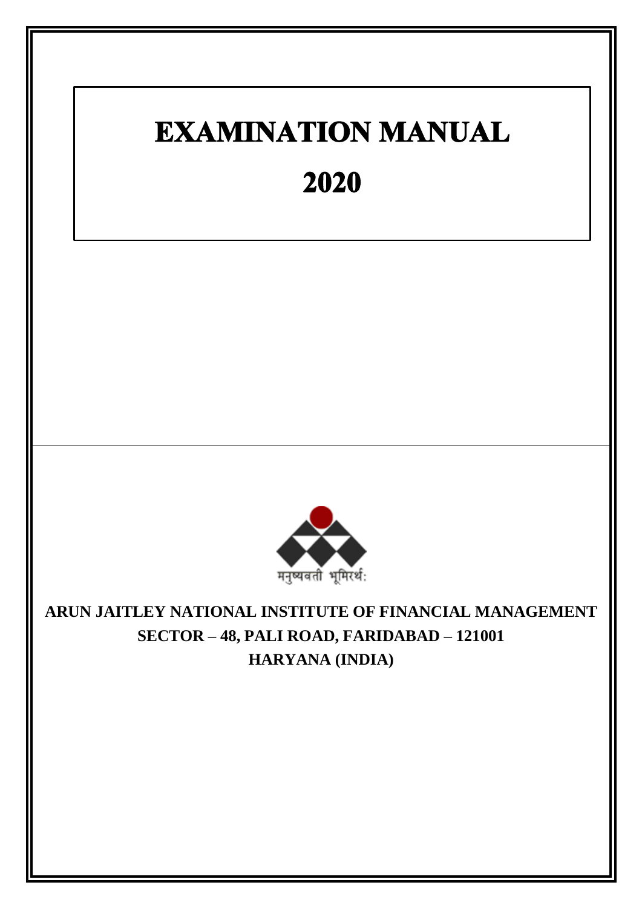# EXAMINATION MANUAL

# 2020

मनुष्यवती भूमिरर्थः

**ARUN JAITLEY NATIONAL INSTITUTE OF FINANCIAL MANAGEMENT**
**SECTOR – 48, PALI ROAD, FARIDABAD – 121001**
**HARYANA (INDIA)**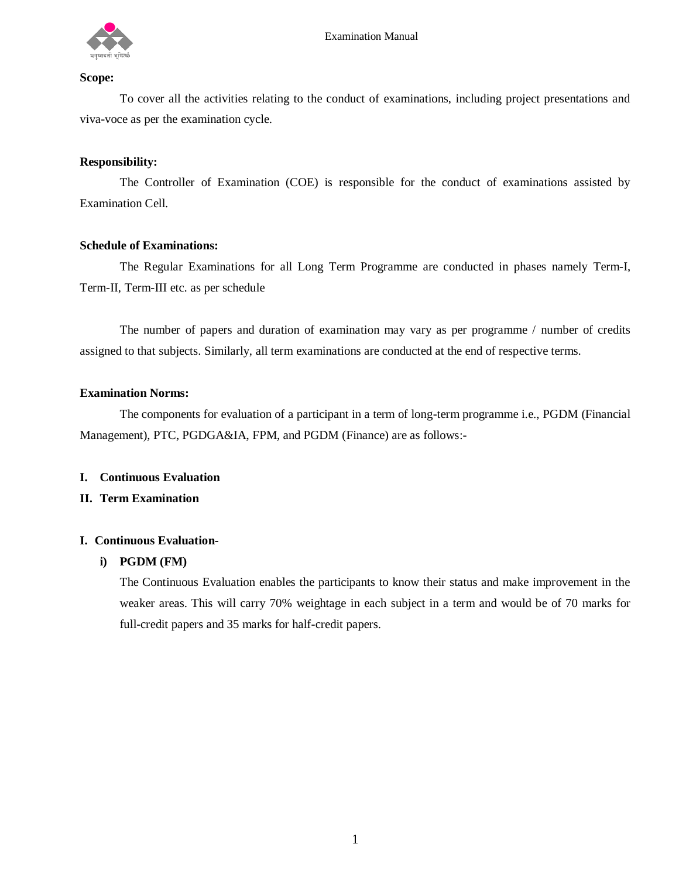**Scope:**

To cover all the activities relating to the conduct of examinations, including project presentations and viva-voce as per the examination cycle.

**Responsibility:**

The Controller of Examination (COE) is responsible for the conduct of examinations assisted by Examination Cell.

**Schedule of Examinations:**

The Regular Examinations for all Long Term Programme are conducted in phases namely Term-I, Term-II, Term-III etc. as per schedule

The number of papers and duration of examination may vary as per programme / number of credits assigned to that subjects. Similarly, all term examinations are conducted at the end of respective terms.

**Examination Norms:**

The components for evaluation of a participant in a term of long-term programme i.e., PGDM (Financial Management), PTC, PGDGA&IA, FPM, and PGDM (Finance) are as follows:-

**I. Continuous Evaluation**

**II. Term Examination**

**I. Continuous Evaluation-**

**i) PGDM (FM)**

The Continuous Evaluation enables the participants to know their status and make improvement in the weaker areas. This will carry 70% weightage in each subject in a term and would be of 70 marks for full-credit papers and 35 marks for half-credit papers.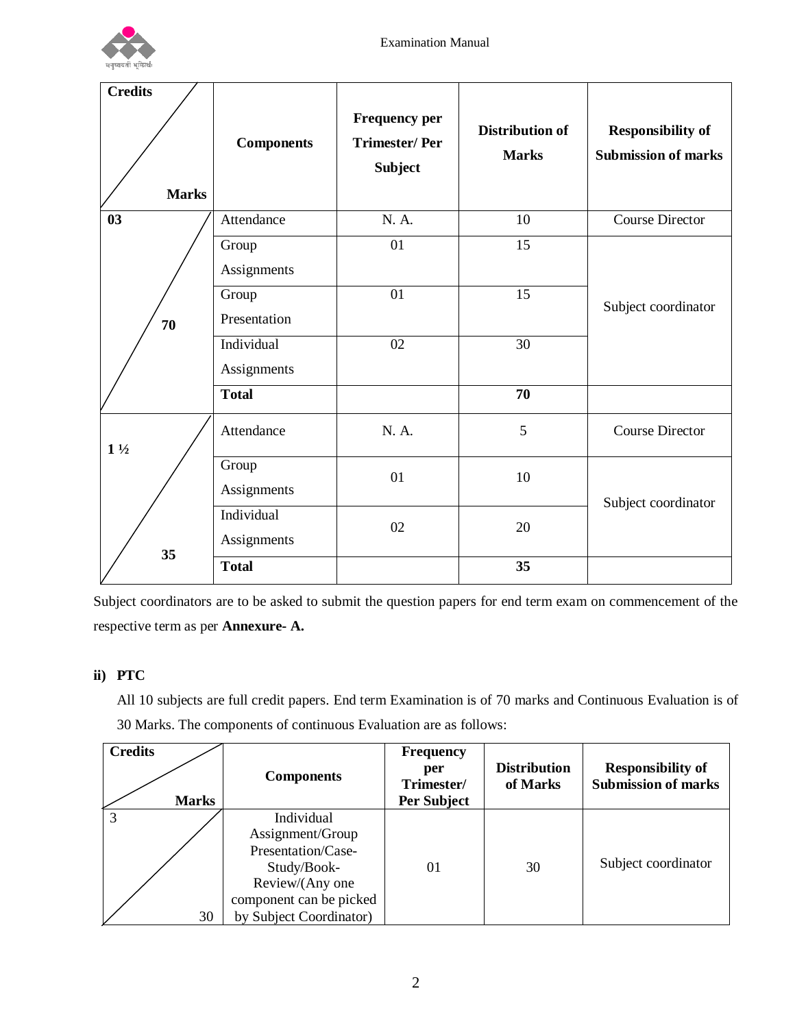| Credits / Marks | Components | Frequency per Trimester/ Per Subject | Distribution of Marks | Responsibility of Submission of marks |
|---|---|---|---|---|
| 03 / 70 | Attendance | N. A. | 10 | Course Director |
| | Group Assignments | 01 | 15 | Subject coordinator |
| | Group Presentation | 01 | 15 | |
| | Individual Assignments | 02 | 30 | |
| | **Total** | | **70** | |
| 1 ½ / 35 | Attendance | N. A. | 5 | Course Director |
| | Group Assignments | 01 | 10 | Subject coordinator |
| | Individual Assignments | 02 | 20 | |
| | **Total** | | **35** | |

Subject coordinators are to be asked to submit the question papers for end term exam on commencement of the respective term as per **Annexure- A.**

**ii) PTC**

All 10 subjects are full credit papers. End term Examination is of 70 marks and Continuous Evaluation is of 30 Marks. The components of continuous Evaluation are as follows:

| Credits / Marks | Components | Frequency per Trimester/ Per Subject | Distribution of Marks | Responsibility of Submission of marks |
|---|---|---|---|---|
| 3 / 30 | Individual Assignment/Group Presentation/Case-Study/Book-Review/(Any one component can be picked by Subject Coordinator) | 01 | 30 | Subject coordinator |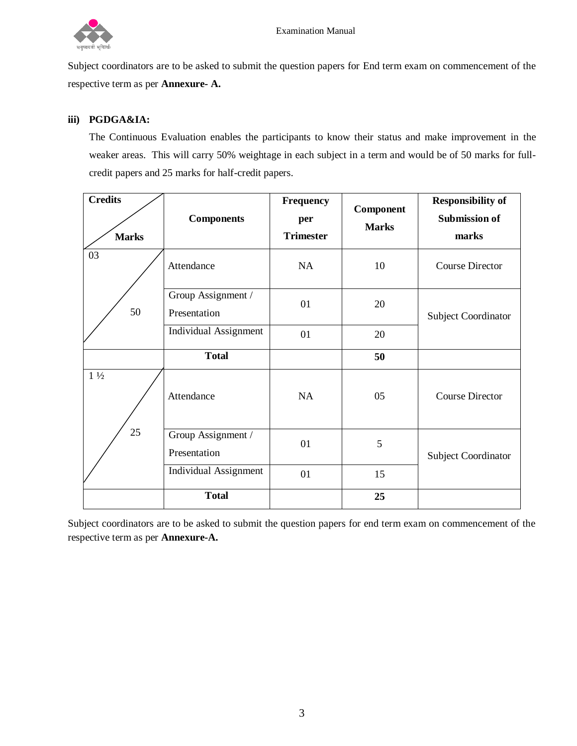Subject coordinators are to be asked to submit the question papers for End term exam on commencement of the respective term as per **Annexure- A.**

**iii) PGDGA&IA:**

The Continuous Evaluation enables the participants to know their status and make improvement in the weaker areas. This will carry 50% weightage in each subject in a term and would be of 50 marks for full-credit papers and 25 marks for half-credit papers.

| Credits / Marks | Components | Frequency per Trimester | Component Marks | Responsibility of Submission of marks |
|---|---|---|---|---|
| 03 / 50 | Attendance | NA | 10 | Course Director |
| | Group Assignment / Presentation | 01 | 20 | Subject Coordinator |
| | Individual Assignment | 01 | 20 | |
| | **Total** | | **50** | |
| 1 ½ / 25 | Attendance | NA | 05 | Course Director |
| | Group Assignment / Presentation | 01 | 5 | Subject Coordinator |
| | Individual Assignment | 01 | 15 | |
| | **Total** | | **25** | |

Subject coordinators are to be asked to submit the question papers for end term exam on commencement of the respective term as per **Annexure-A.**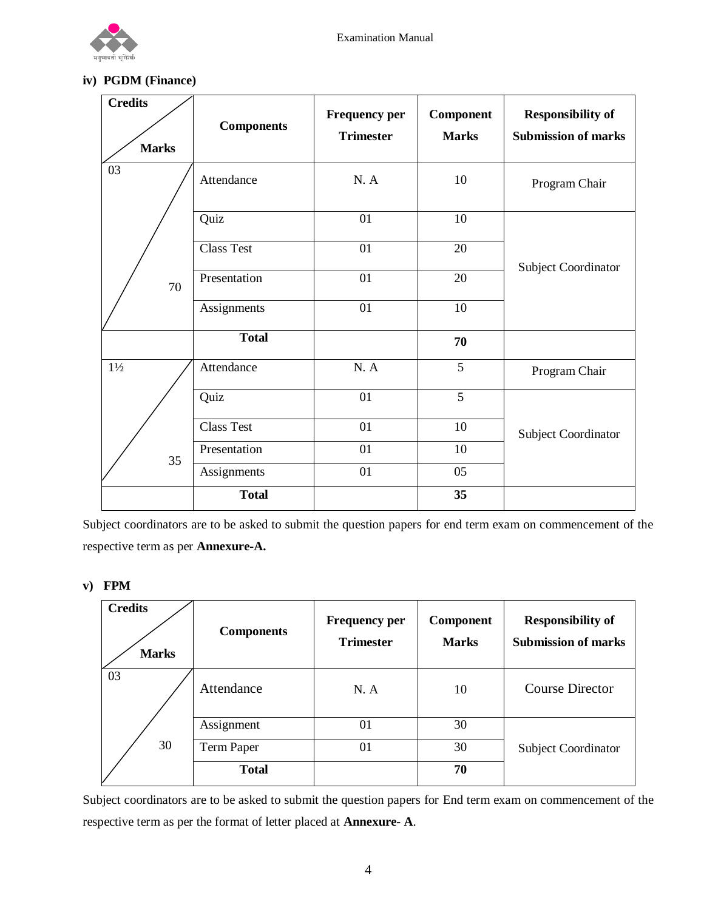**iv) PGDM (Finance)**

| Credits / Marks | Components | Frequency per Trimester | Component Marks | Responsibility of Submission of marks |
|---|---|---|---|---|
| 03 / 70 | Attendance | N. A | 10 | Program Chair |
| | Quiz | 01 | 10 | Subject Coordinator |
| | Class Test | 01 | 20 | |
| | Presentation | 01 | 20 | |
| | Assignments | 01 | 10 | |
| | **Total** | | **70** | |
| 1½ / 35 | Attendance | N. A | 5 | Program Chair |
| | Quiz | 01 | 5 | Subject Coordinator |
| | Class Test | 01 | 10 | |
| | Presentation | 01 | 10 | |
| | Assignments | 01 | 05 | |
| | **Total** | | **35** | |

Subject coordinators are to be asked to submit the question papers for end term exam on commencement of the respective term as per **Annexure-A.**

**v) FPM**

| Credits / Marks | Components | Frequency per Trimester | Component Marks | Responsibility of Submission of marks |
|---|---|---|---|---|
| 03 / 30 | Attendance | N. A | 10 | Course Director |
| | Assignment | 01 | 30 | Subject Coordinator |
| | Term Paper | 01 | 30 | |
| | **Total** | | **70** | |

Subject coordinators are to be asked to submit the question papers for End term exam on commencement of the respective term as per the format of letter placed at **Annexure- A**.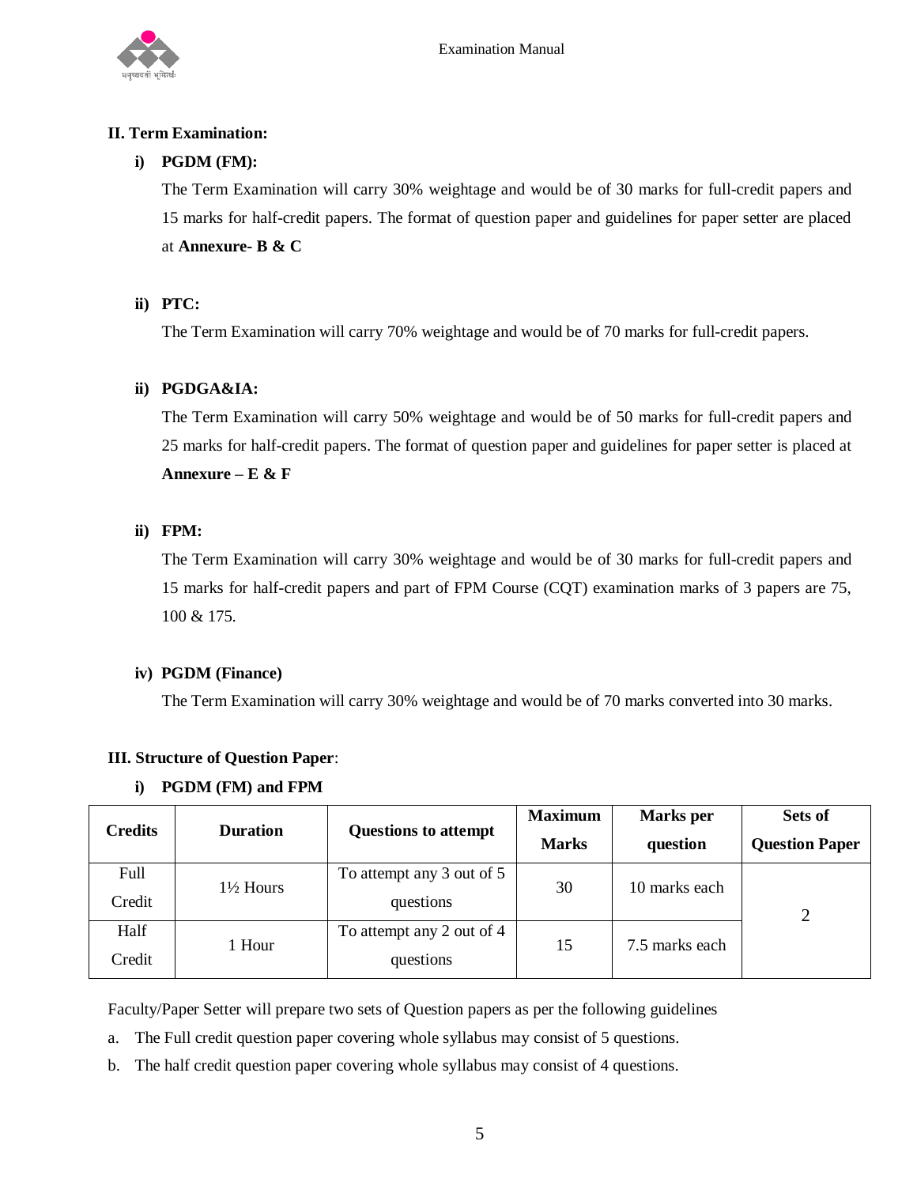**II. Term Examination:**

**i) PGDM (FM):**

The Term Examination will carry 30% weightage and would be of 30 marks for full-credit papers and 15 marks for half-credit papers. The format of question paper and guidelines for paper setter are placed at **Annexure- B & C**

**ii) PTC:**

The Term Examination will carry 70% weightage and would be of 70 marks for full-credit papers.

**ii) PGDGA&IA:**

The Term Examination will carry 50% weightage and would be of 50 marks for full-credit papers and 25 marks for half-credit papers. The format of question paper and guidelines for paper setter is placed at **Annexure – E & F**

**ii) FPM:**

The Term Examination will carry 30% weightage and would be of 30 marks for full-credit papers and 15 marks for half-credit papers and part of FPM Course (CQT) examination marks of 3 papers are 75, 100 & 175.

**iv) PGDM (Finance)**

The Term Examination will carry 30% weightage and would be of 70 marks converted into 30 marks.

**III. Structure of Question Paper**:

**i) PGDM (FM) and FPM**

| Credits | Duration | Questions to attempt | Maximum Marks | Marks per question | Sets of Question Paper |
|---|---|---|---|---|---|
| Full Credit | 1½ Hours | To attempt any 3 out of 5 questions | 30 | 10 marks each | 2 |
| Half Credit | 1 Hour | To attempt any 2 out of 4 questions | 15 | 7.5 marks each | |

Faculty/Paper Setter will prepare two sets of Question papers as per the following guidelines

a. The Full credit question paper covering whole syllabus may consist of 5 questions.

b. The half credit question paper covering whole syllabus may consist of 4 questions.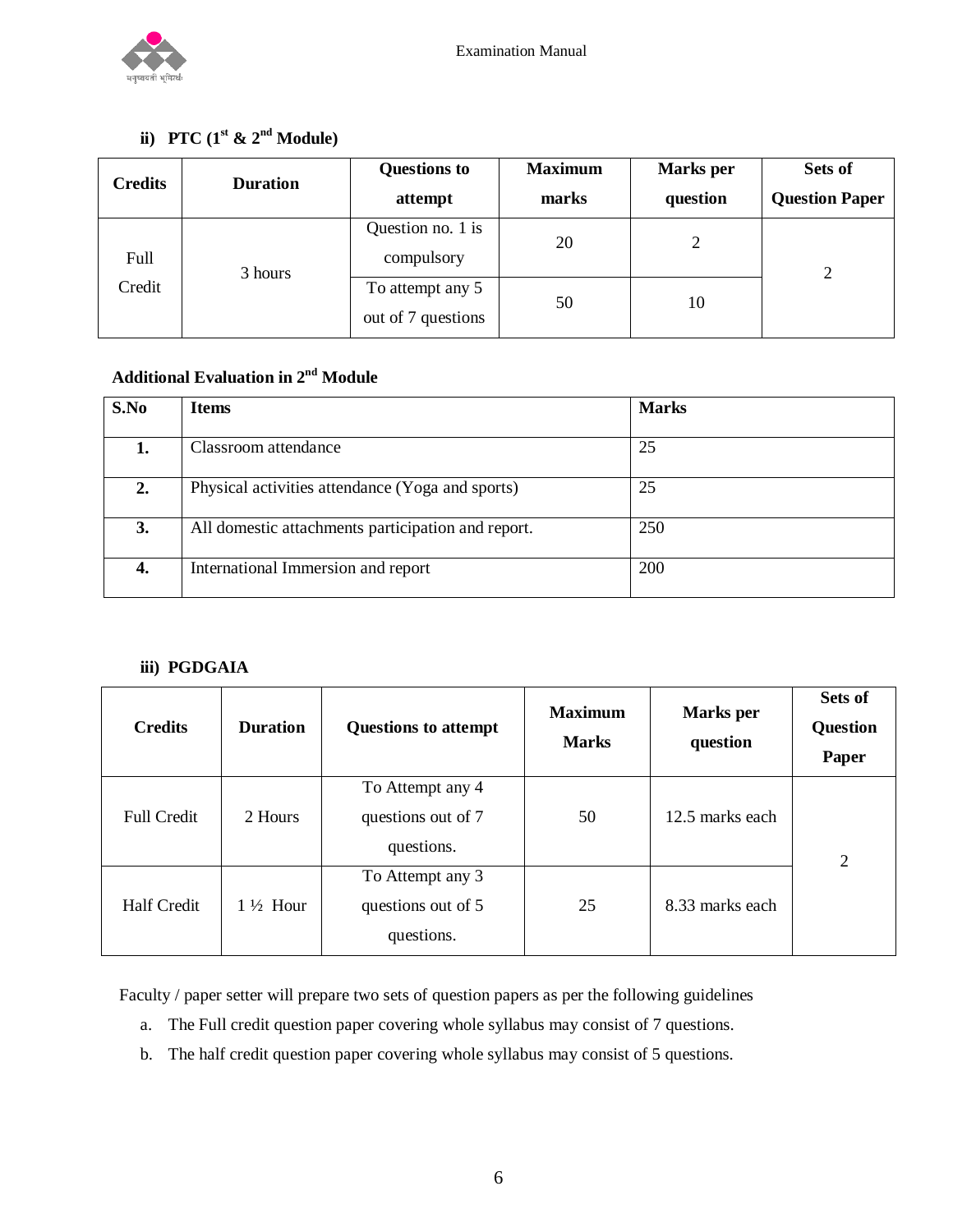### ii) PTC (1st & 2nd Module)

| Credits | Duration | Questions to attempt | Maximum marks | Marks per question | Sets of Question Paper |
|---|---|---|---|---|---|
| Full Credit | 3 hours | Question no. 1 is compulsory | 20 | 2 | 2 |
| | | To attempt any 5 out of 7 questions | 50 | 10 | |

**Additional Evaluation in 2nd Module**

| S.No | Items | Marks |
|---|---|---|
| **1.** | Classroom attendance | 25 |
| **2.** | Physical activities attendance (Yoga and sports) | 25 |
| **3.** | All domestic attachments participation and report. | 250 |
| **4.** | International Immersion and report | 200 |

### iii) PGDGAIA

| Credits | Duration | Questions to attempt | Maximum Marks | Marks per question | Sets of Question Paper |
|---|---|---|---|---|---|
| Full Credit | 2 Hours | To Attempt any 4 questions out of 7 questions. | 50 | 12.5 marks each | 2 |
| Half Credit | 1 ½ Hour | To Attempt any 3 questions out of 5 questions. | 25 | 8.33 marks each | |

Faculty / paper setter will prepare two sets of question papers as per the following guidelines

a. The Full credit question paper covering whole syllabus may consist of 7 questions.
b. The half credit question paper covering whole syllabus may consist of 5 questions.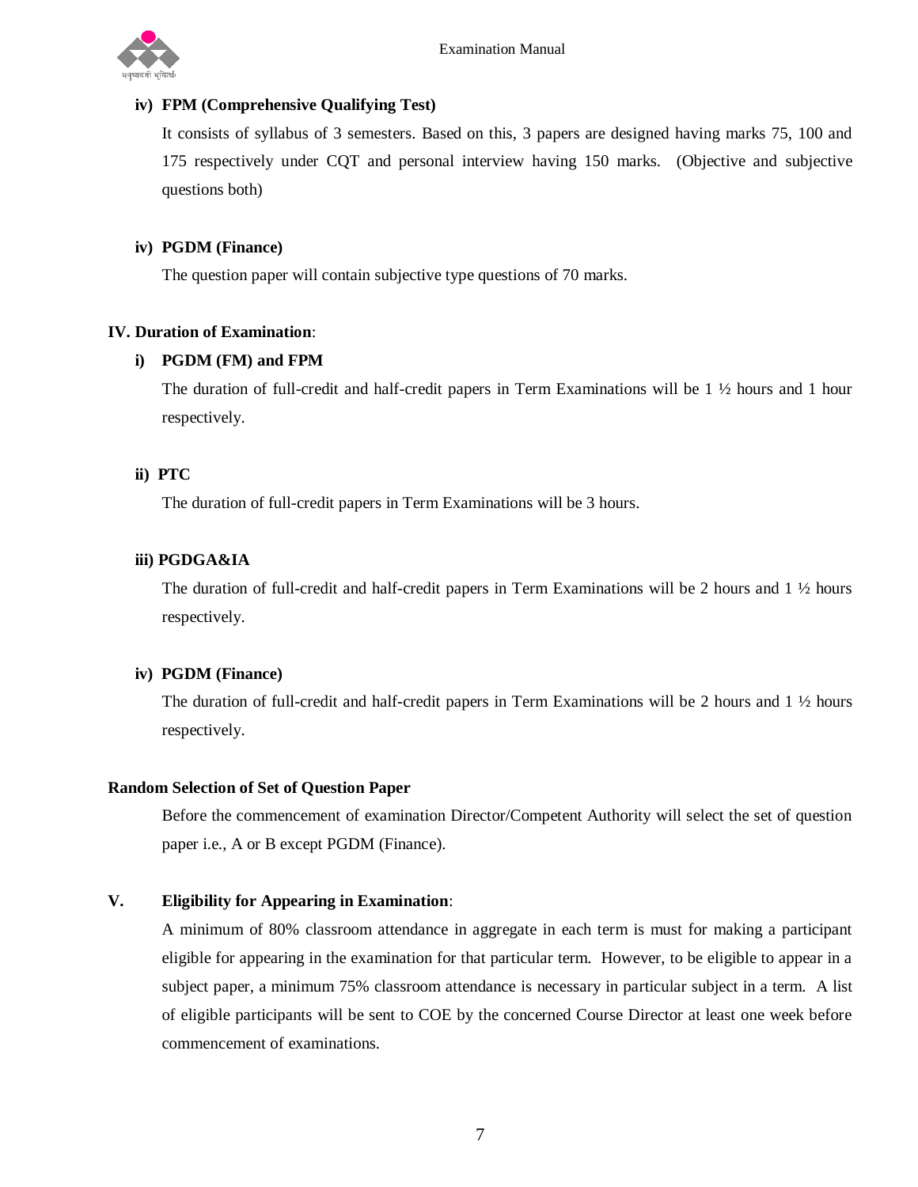**iv) FPM (Comprehensive Qualifying Test)**

It consists of syllabus of 3 semesters. Based on this, 3 papers are designed having marks 75, 100 and 175 respectively under CQT and personal interview having 150 marks. (Objective and subjective questions both)

**iv) PGDM (Finance)**

The question paper will contain subjective type questions of 70 marks.

**IV. Duration of Examination**:

**i) PGDM (FM) and FPM**

The duration of full-credit and half-credit papers in Term Examinations will be 1 ½ hours and 1 hour respectively.

**ii) PTC**

The duration of full-credit papers in Term Examinations will be 3 hours.

**iii) PGDGA&IA**

The duration of full-credit and half-credit papers in Term Examinations will be 2 hours and 1 ½ hours respectively.

**iv) PGDM (Finance)**

The duration of full-credit and half-credit papers in Term Examinations will be 2 hours and 1 ½ hours respectively.

**Random Selection of Set of Question Paper**

Before the commencement of examination Director/Competent Authority will select the set of question paper i.e., A or B except PGDM (Finance).

**V. Eligibility for Appearing in Examination**:

A minimum of 80% classroom attendance in aggregate in each term is must for making a participant eligible for appearing in the examination for that particular term. However, to be eligible to appear in a subject paper, a minimum 75% classroom attendance is necessary in particular subject in a term. A list of eligible participants will be sent to COE by the concerned Course Director at least one week before commencement of examinations.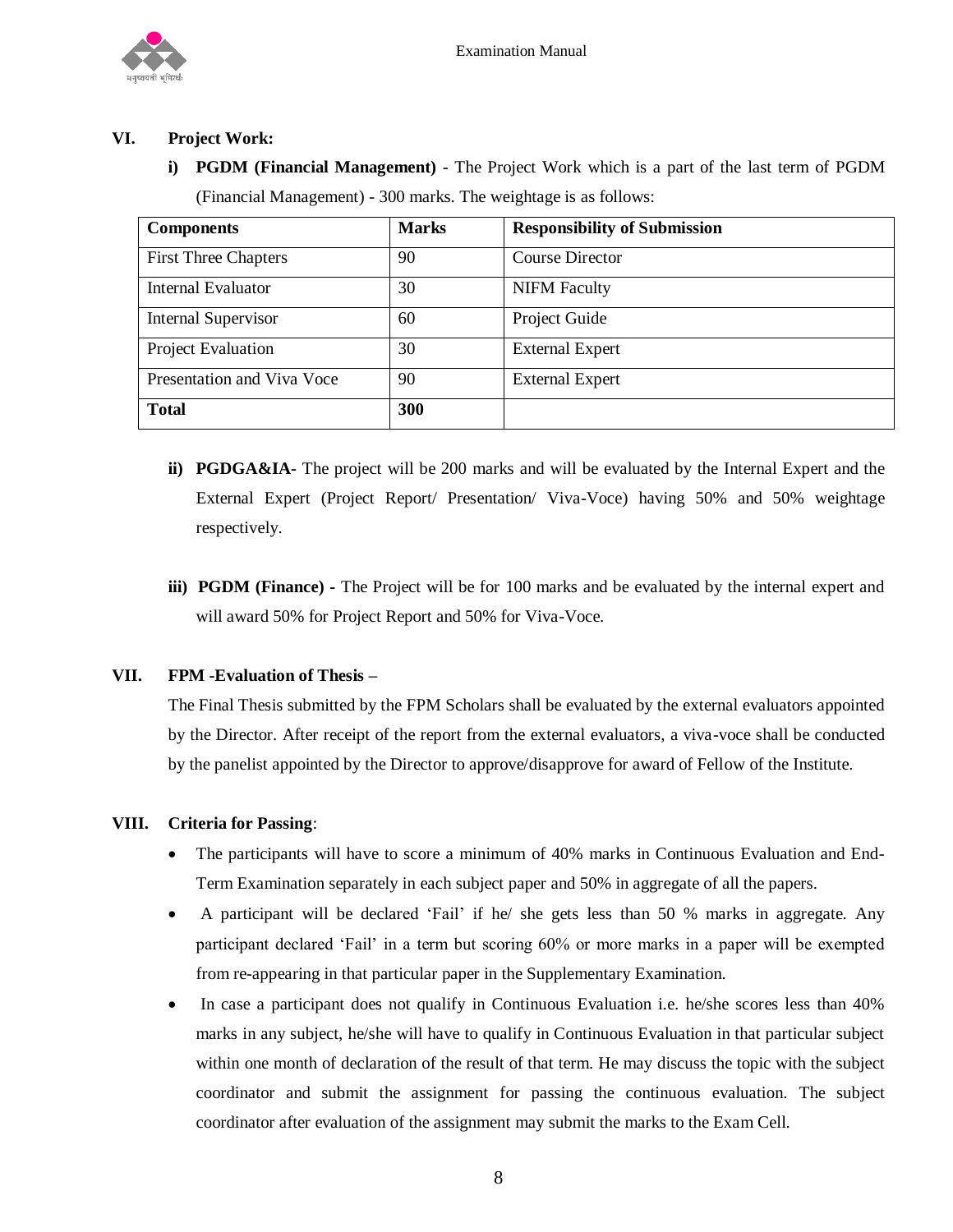## VI. Project Work:

i) **PGDM (Financial Management)** - The Project Work which is a part of the last term of PGDM (Financial Management) - 300 marks. The weightage is as follows:

| Components | Marks | Responsibility of Submission |
|---|---|---|
| First Three Chapters | 90 | Course Director |
| Internal Evaluator | 30 | NIFM Faculty |
| Internal Supervisor | 60 | Project Guide |
| Project Evaluation | 30 | External Expert |
| Presentation and Viva Voce | 90 | External Expert |
| **Total** | **300** | |

ii) **PGDGA&IA**- The project will be 200 marks and will be evaluated by the Internal Expert and the External Expert (Project Report/ Presentation/ Viva-Voce) having 50% and 50% weightage respectively.

iii) **PGDM (Finance) -** The Project will be for 100 marks and be evaluated by the internal expert and will award 50% for Project Report and 50% for Viva-Voce.

## VII. FPM -Evaluation of Thesis –

The Final Thesis submitted by the FPM Scholars shall be evaluated by the external evaluators appointed by the Director. After receipt of the report from the external evaluators, a viva-voce shall be conducted by the panelist appointed by the Director to approve/disapprove for award of Fellow of the Institute.

## VIII. Criteria for Passing:

- The participants will have to score a minimum of 40% marks in Continuous Evaluation and End-Term Examination separately in each subject paper and 50% in aggregate of all the papers.
- A participant will be declared 'Fail' if he/ she gets less than 50 % marks in aggregate. Any participant declared 'Fail' in a term but scoring 60% or more marks in a paper will be exempted from re-appearing in that particular paper in the Supplementary Examination.
- In case a participant does not qualify in Continuous Evaluation i.e. he/she scores less than 40% marks in any subject, he/she will have to qualify in Continuous Evaluation in that particular subject within one month of declaration of the result of that term. He may discuss the topic with the subject coordinator and submit the assignment for passing the continuous evaluation. The subject coordinator after evaluation of the assignment may submit the marks to the Exam Cell.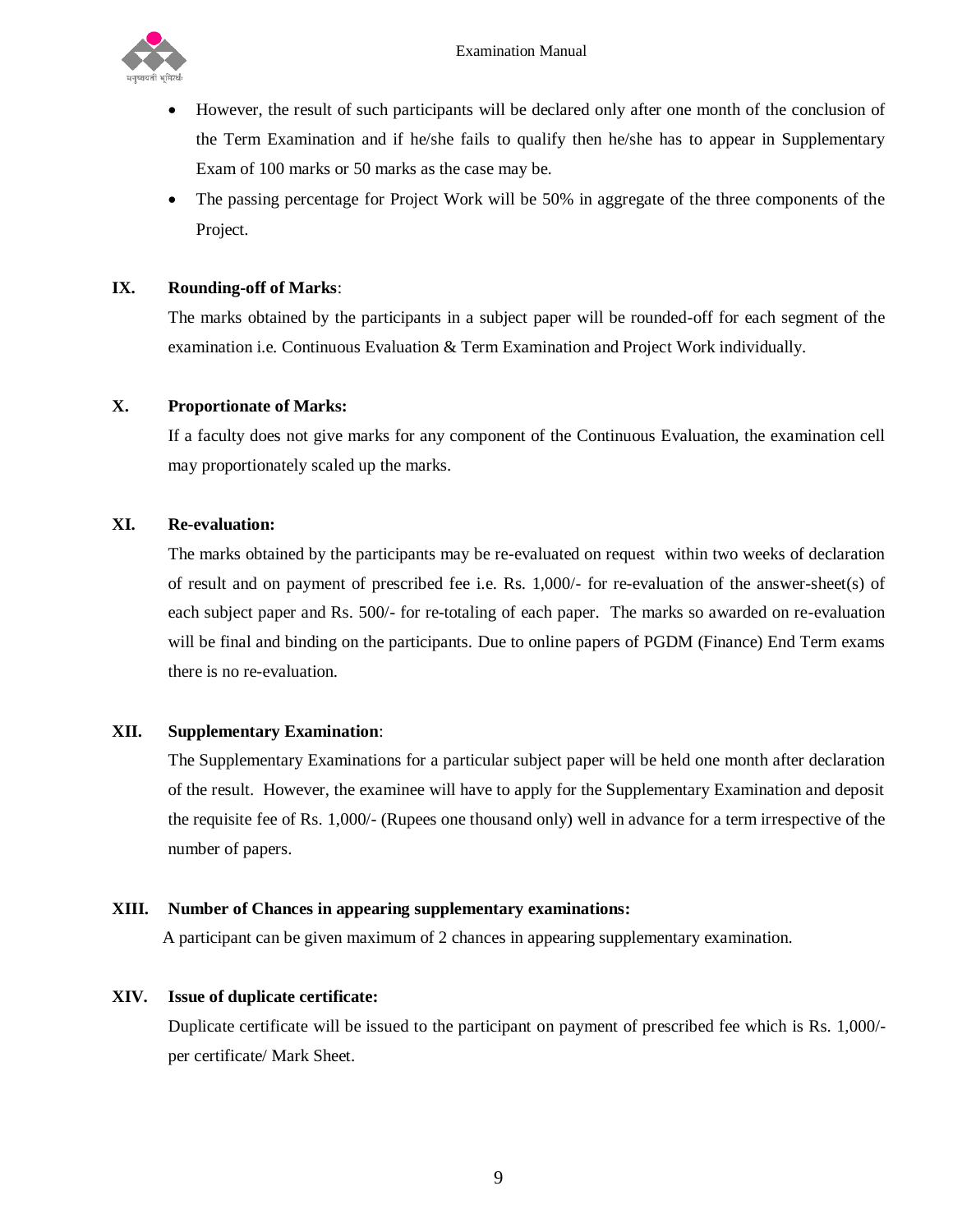- However, the result of such participants will be declared only after one month of the conclusion of the Term Examination and if he/she fails to qualify then he/she has to appear in Supplementary Exam of 100 marks or 50 marks as the case may be.
- The passing percentage for Project Work will be 50% in aggregate of the three components of the Project.

**IX. Rounding-off of Marks**:

The marks obtained by the participants in a subject paper will be rounded-off for each segment of the examination i.e. Continuous Evaluation & Term Examination and Project Work individually.

**X. Proportionate of Marks:**

If a faculty does not give marks for any component of the Continuous Evaluation, the examination cell may proportionately scaled up the marks.

**XI. Re-evaluation:**

The marks obtained by the participants may be re-evaluated on request within two weeks of declaration of result and on payment of prescribed fee i.e. Rs. 1,000/- for re-evaluation of the answer-sheet(s) of each subject paper and Rs. 500/- for re-totaling of each paper. The marks so awarded on re-evaluation will be final and binding on the participants. Due to online papers of PGDM (Finance) End Term exams there is no re-evaluation.

**XII. Supplementary Examination**:

The Supplementary Examinations for a particular subject paper will be held one month after declaration of the result. However, the examinee will have to apply for the Supplementary Examination and deposit the requisite fee of Rs. 1,000/- (Rupees one thousand only) well in advance for a term irrespective of the number of papers.

**XIII. Number of Chances in appearing supplementary examinations:**

A participant can be given maximum of 2 chances in appearing supplementary examination.

**XIV. Issue of duplicate certificate:**

Duplicate certificate will be issued to the participant on payment of prescribed fee which is Rs. 1,000/- per certificate/ Mark Sheet.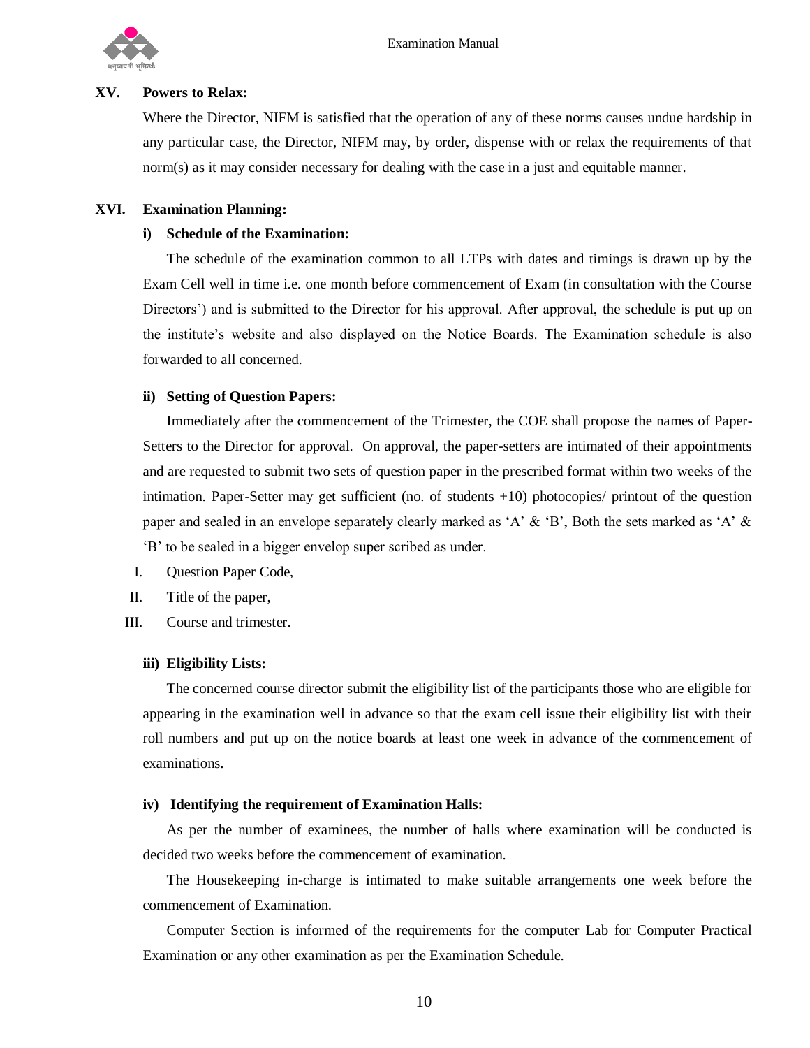## XV. Powers to Relax:

Where the Director, NIFM is satisfied that the operation of any of these norms causes undue hardship in any particular case, the Director, NIFM may, by order, dispense with or relax the requirements of that norm(s) as it may consider necessary for dealing with the case in a just and equitable manner.

## XVI. Examination Planning:

### i) Schedule of the Examination:

The schedule of the examination common to all LTPs with dates and timings is drawn up by the Exam Cell well in time i.e. one month before commencement of Exam (in consultation with the Course Directors') and is submitted to the Director for his approval. After approval, the schedule is put up on the institute's website and also displayed on the Notice Boards. The Examination schedule is also forwarded to all concerned.

### ii) Setting of Question Papers:

Immediately after the commencement of the Trimester, the COE shall propose the names of Paper-Setters to the Director for approval. On approval, the paper-setters are intimated of their appointments and are requested to submit two sets of question paper in the prescribed format within two weeks of the intimation. Paper-Setter may get sufficient (no. of students +10) photocopies/ printout of the question paper and sealed in an envelope separately clearly marked as 'A' & 'B', Both the sets marked as 'A' & 'B' to be sealed in a bigger envelop super scribed as under.

I. Question Paper Code,

II. Title of the paper,

III. Course and trimester.

### iii) Eligibility Lists:

The concerned course director submit the eligibility list of the participants those who are eligible for appearing in the examination well in advance so that the exam cell issue their eligibility list with their roll numbers and put up on the notice boards at least one week in advance of the commencement of examinations.

### iv) Identifying the requirement of Examination Halls:

As per the number of examinees, the number of halls where examination will be conducted is decided two weeks before the commencement of examination.

The Housekeeping in-charge is intimated to make suitable arrangements one week before the commencement of Examination.

Computer Section is informed of the requirements for the computer Lab for Computer Practical Examination or any other examination as per the Examination Schedule.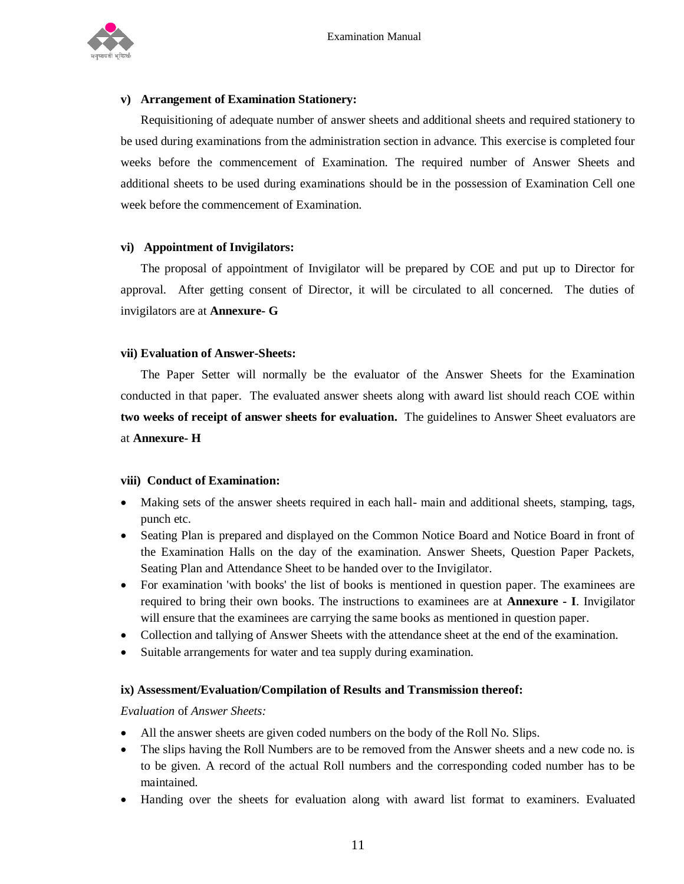**v) Arrangement of Examination Stationery:**

Requisitioning of adequate number of answer sheets and additional sheets and required stationery to be used during examinations from the administration section in advance. This exercise is completed four weeks before the commencement of Examination. The required number of Answer Sheets and additional sheets to be used during examinations should be in the possession of Examination Cell one week before the commencement of Examination.

**vi) Appointment of Invigilators:**

The proposal of appointment of Invigilator will be prepared by COE and put up to Director for approval. After getting consent of Director, it will be circulated to all concerned. The duties of invigilators are at **Annexure- G**

**vii) Evaluation of Answer-Sheets:**

The Paper Setter will normally be the evaluator of the Answer Sheets for the Examination conducted in that paper. The evaluated answer sheets along with award list should reach COE within **two weeks of receipt of answer sheets for evaluation.** The guidelines to Answer Sheet evaluators are at **Annexure- H**

**viii) Conduct of Examination:**

- Making sets of the answer sheets required in each hall- main and additional sheets, stamping, tags, punch etc.
- Seating Plan is prepared and displayed on the Common Notice Board and Notice Board in front of the Examination Halls on the day of the examination. Answer Sheets, Question Paper Packets, Seating Plan and Attendance Sheet to be handed over to the Invigilator.
- For examination 'with books' the list of books is mentioned in question paper. The examinees are required to bring their own books. The instructions to examinees are at **Annexure - I**. Invigilator will ensure that the examinees are carrying the same books as mentioned in question paper.
- Collection and tallying of Answer Sheets with the attendance sheet at the end of the examination.
- Suitable arrangements for water and tea supply during examination.

**ix) Assessment/Evaluation/Compilation of Results and Transmission thereof:**

*Evaluation* of *Answer Sheets:*

- All the answer sheets are given coded numbers on the body of the Roll No. Slips.
- The slips having the Roll Numbers are to be removed from the Answer sheets and a new code no. is to be given. A record of the actual Roll numbers and the corresponding coded number has to be maintained.
- Handing over the sheets for evaluation along with award list format to examiners. Evaluated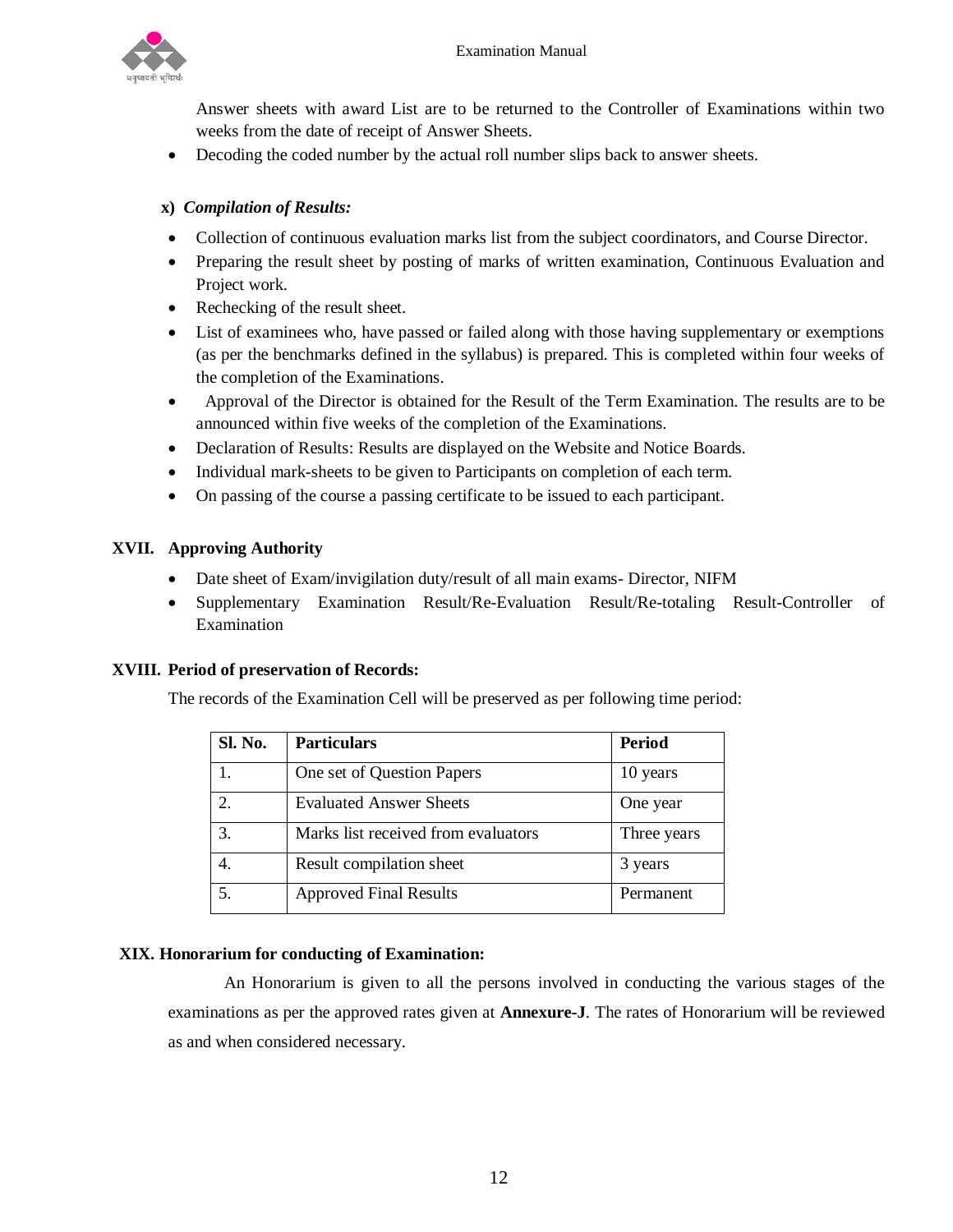Answer sheets with award List are to be returned to the Controller of Examinations within two weeks from the date of receipt of Answer Sheets.

- Decoding the coded number by the actual roll number slips back to answer sheets.

**x)** ***Compilation of Results:***

- Collection of continuous evaluation marks list from the subject coordinators, and Course Director.
- Preparing the result sheet by posting of marks of written examination, Continuous Evaluation and Project work.
- Rechecking of the result sheet.
- List of examinees who, have passed or failed along with those having supplementary or exemptions (as per the benchmarks defined in the syllabus) is prepared. This is completed within four weeks of the completion of the Examinations.
- Approval of the Director is obtained for the Result of the Term Examination. The results are to be announced within five weeks of the completion of the Examinations.
- Declaration of Results: Results are displayed on the Website and Notice Boards.
- Individual mark-sheets to be given to Participants on completion of each term.
- On passing of the course a passing certificate to be issued to each participant.

## XVII. Approving Authority

- Date sheet of Exam/invigilation duty/result of all main exams- Director, NIFM
- Supplementary Examination Result/Re-Evaluation Result/Re-totaling Result-Controller of Examination

## XVIII. Period of preservation of Records:

The records of the Examination Cell will be preserved as per following time period:

| Sl. No. | Particulars | Period |
|---|---|---|
| 1. | One set of Question Papers | 10 years |
| 2. | Evaluated Answer Sheets | One year |
| 3. | Marks list received from evaluators | Three years |
| 4. | Result compilation sheet | 3 years |
| 5. | Approved Final Results | Permanent |

## XIX. Honorarium for conducting of Examination:

An Honorarium is given to all the persons involved in conducting the various stages of the examinations as per the approved rates given at **Annexure-J**. The rates of Honorarium will be reviewed as and when considered necessary.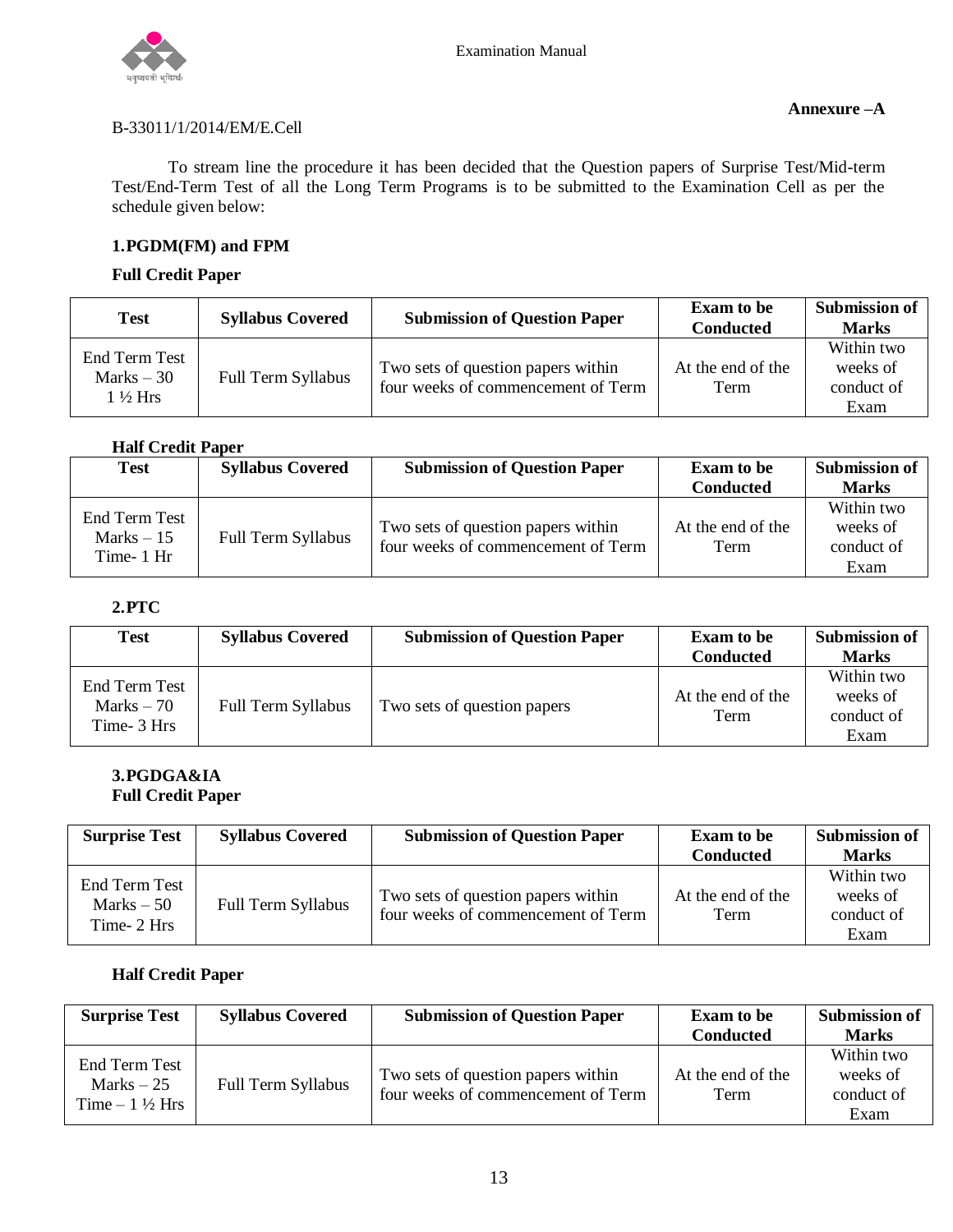**Annexure –A**

B-33011/1/2014/EM/E.Cell

To stream line the procedure it has been decided that the Question papers of Surprise Test/Mid-term Test/End-Term Test of all the Long Term Programs is to be submitted to the Examination Cell as per the schedule given below:

**1.PGDM(FM) and FPM**

**Full Credit Paper**

| Test | Syllabus Covered | Submission of Question Paper | Exam to be Conducted | Submission of Marks |
|---|---|---|---|---|
| End Term Test Marks – 30 1 ½ Hrs | Full Term Syllabus | Two sets of question papers within four weeks of commencement of Term | At the end of the Term | Within two weeks of conduct of Exam |

**Half Credit Paper**

| Test | Syllabus Covered | Submission of Question Paper | Exam to be Conducted | Submission of Marks |
|---|---|---|---|---|
| End Term Test Marks – 15 Time- 1 Hr | Full Term Syllabus | Two sets of question papers within four weeks of commencement of Term | At the end of the Term | Within two weeks of conduct of Exam |

**2.PTC**

| Test | Syllabus Covered | Submission of Question Paper | Exam to be Conducted | Submission of Marks |
|---|---|---|---|---|
| End Term Test Marks – 70 Time- 3 Hrs | Full Term Syllabus | Two sets of question papers | At the end of the Term | Within two weeks of conduct of Exam |

**3.PGDGA&IA**

**Full Credit Paper**

| Surprise Test | Syllabus Covered | Submission of Question Paper | Exam to be Conducted | Submission of Marks |
|---|---|---|---|---|
| End Term Test Marks – 50 Time- 2 Hrs | Full Term Syllabus | Two sets of question papers within four weeks of commencement of Term | At the end of the Term | Within two weeks of conduct of Exam |

**Half Credit Paper**

| Surprise Test | Syllabus Covered | Submission of Question Paper | Exam to be Conducted | Submission of Marks |
|---|---|---|---|---|
| End Term Test Marks – 25 Time – 1 ½ Hrs | Full Term Syllabus | Two sets of question papers within four weeks of commencement of Term | At the end of the Term | Within two weeks of conduct of Exam |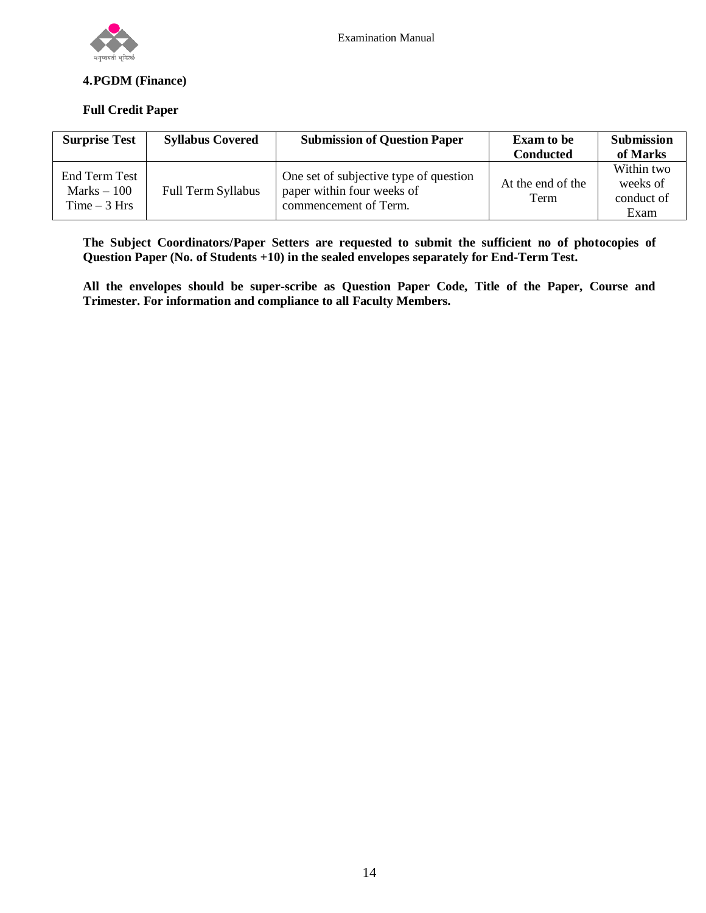**4. PGDM (Finance)**

**Full Credit Paper**

| Surprise Test | Syllabus Covered | Submission of Question Paper | Exam to be Conducted | Submission of Marks |
|---|---|---|---|---|
| End Term Test Marks – 100 Time – 3 Hrs | Full Term Syllabus | One set of subjective type of question paper within four weeks of commencement of Term. | At the end of the Term | Within two weeks of conduct of Exam |

**The Subject Coordinators/Paper Setters are requested to submit the sufficient no of photocopies of Question Paper (No. of Students +10) in the sealed envelopes separately for End-Term Test.**

**All the envelopes should be super-scribe as Question Paper Code, Title of the Paper, Course and Trimester. For information and compliance to all Faculty Members.**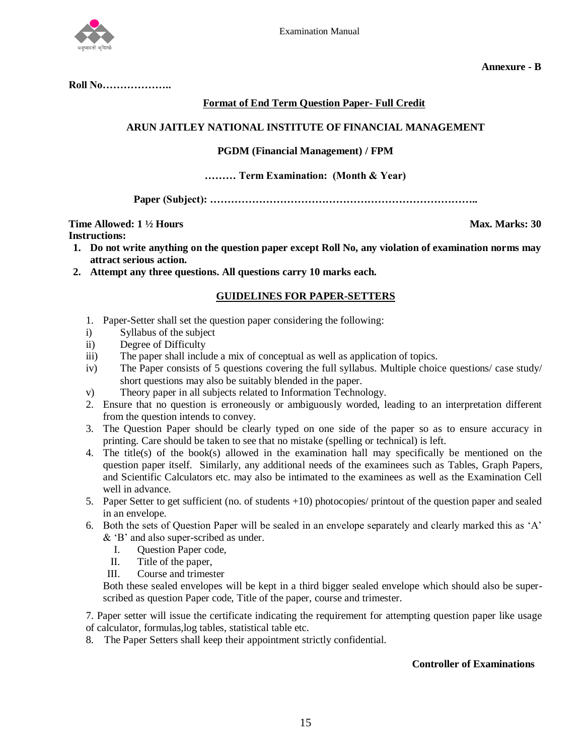**Annexure - B**

**Roll No………………..**

**Format of End Term Question Paper- Full Credit**

**ARUN JAITLEY NATIONAL INSTITUTE OF FINANCIAL MANAGEMENT**

**PGDM (Financial Management) / FPM**

**……… Term Examination: (Month & Year)**

**Paper (Subject): ………………………………………………………………..**

**Time Allowed: 1 ½ Hours** **Max. Marks: 30**

**Instructions:**

1. **Do not write anything on the question paper except Roll No, any violation of examination norms may attract serious action.**
2. **Attempt any three questions. All questions carry 10 marks each.**

**GUIDELINES FOR PAPER-SETTERS**

1. Paper-Setter shall set the question paper considering the following:

i) Syllabus of the subject

ii) Degree of Difficulty

iii) The paper shall include a mix of conceptual as well as application of topics.

iv) The Paper consists of 5 questions covering the full syllabus. Multiple choice questions/ case study/ short questions may also be suitably blended in the paper.

v) Theory paper in all subjects related to Information Technology.

2. Ensure that no question is erroneously or ambiguously worded, leading to an interpretation different from the question intends to convey.
3. The Question Paper should be clearly typed on one side of the paper so as to ensure accuracy in printing. Care should be taken to see that no mistake (spelling or technical) is left.
4. The title(s) of the book(s) allowed in the examination hall may specifically be mentioned on the question paper itself. Similarly, any additional needs of the examinees such as Tables, Graph Papers, and Scientific Calculators etc. may also be intimated to the examinees as well as the Examination Cell well in advance.
5. Paper Setter to get sufficient (no. of students +10) photocopies/ printout of the question paper and sealed in an envelope.
6. Both the sets of Question Paper will be sealed in an envelope separately and clearly marked this as 'A' & 'B' and also super-scribed as under.
   I. Question Paper code,
   II. Title of the paper,
   III. Course and trimester

   Both these sealed envelopes will be kept in a third bigger sealed envelope which should also be super-scribed as question Paper code, Title of the paper, course and trimester.

7. Paper setter will issue the certificate indicating the requirement for attempting question paper like usage of calculator, formulas,log tables, statistical table etc.
8. The Paper Setters shall keep their appointment strictly confidential.

**Controller of Examinations**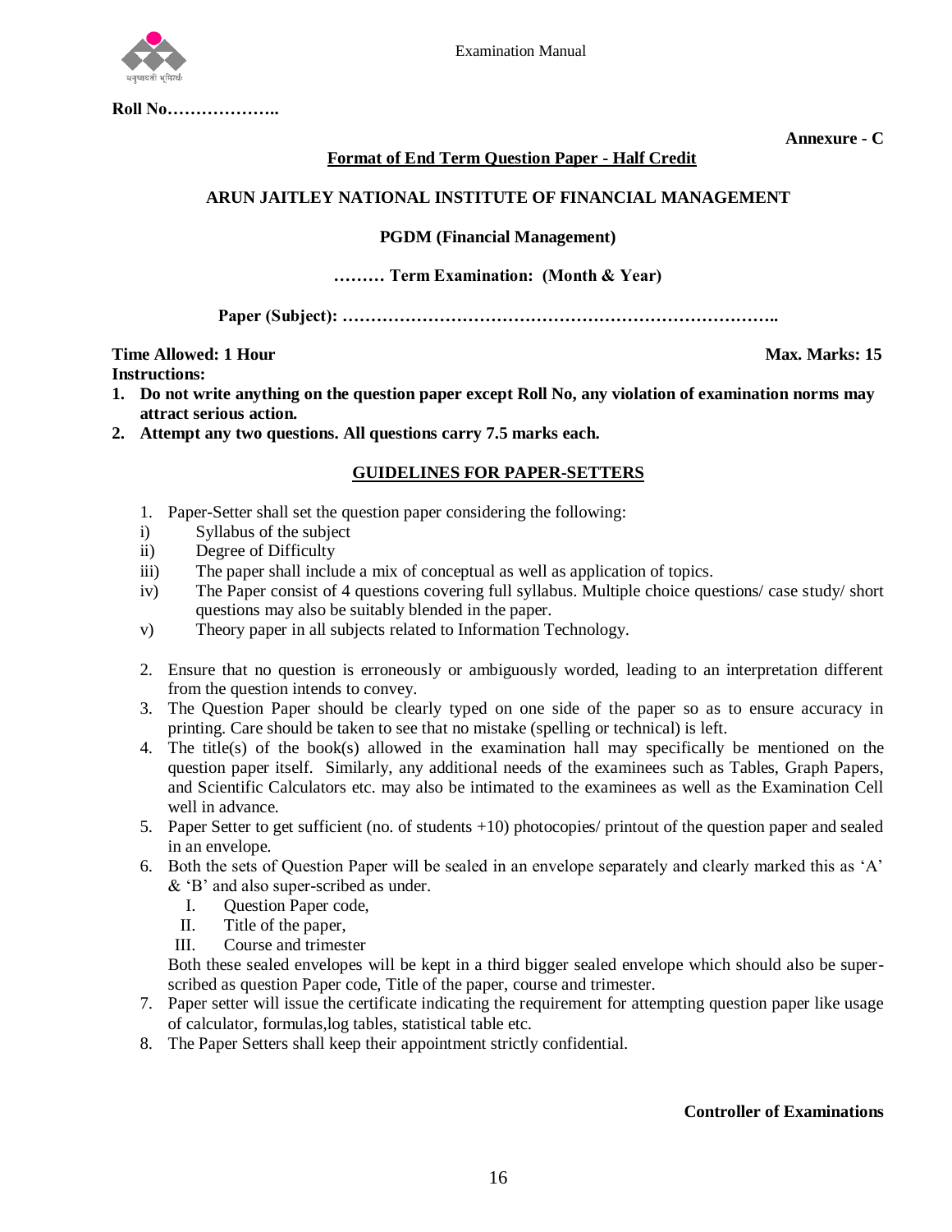**Roll No………………..**

**Annexure - C**

**Format of End Term Question Paper - Half Credit**

**ARUN JAITLEY NATIONAL INSTITUTE OF FINANCIAL MANAGEMENT**

**PGDM (Financial Management)**

**……… Term Examination: (Month & Year)**

**Paper (Subject): ………………………………………………………………..**

**Time Allowed: 1 Hour** **Max. Marks: 15**

**Instructions:**

1. **Do not write anything on the question paper except Roll No, any violation of examination norms may attract serious action.**
2. **Attempt any two questions. All questions carry 7.5 marks each.**

**GUIDELINES FOR PAPER-SETTERS**

1. Paper-Setter shall set the question paper considering the following:
   i) Syllabus of the subject
   ii) Degree of Difficulty
   iii) The paper shall include a mix of conceptual as well as application of topics.
   iv) The Paper consist of 4 questions covering full syllabus. Multiple choice questions/ case study/ short questions may also be suitably blended in the paper.
   v) Theory paper in all subjects related to Information Technology.
2. Ensure that no question is erroneously or ambiguously worded, leading to an interpretation different from the question intends to convey.
3. The Question Paper should be clearly typed on one side of the paper so as to ensure accuracy in printing. Care should be taken to see that no mistake (spelling or technical) is left.
4. The title(s) of the book(s) allowed in the examination hall may specifically be mentioned on the question paper itself. Similarly, any additional needs of the examinees such as Tables, Graph Papers, and Scientific Calculators etc. may also be intimated to the examinees as well as the Examination Cell well in advance.
5. Paper Setter to get sufficient (no. of students +10) photocopies/ printout of the question paper and sealed in an envelope.
6. Both the sets of Question Paper will be sealed in an envelope separately and clearly marked this as 'A' & 'B' and also super-scribed as under.
   I. Question Paper code,
   II. Title of the paper,
   III. Course and trimester

   Both these sealed envelopes will be kept in a third bigger sealed envelope which should also be super-scribed as question Paper code, Title of the paper, course and trimester.
7. Paper setter will issue the certificate indicating the requirement for attempting question paper like usage of calculator, formulas,log tables, statistical table etc.
8. The Paper Setters shall keep their appointment strictly confidential.

**Controller of Examinations**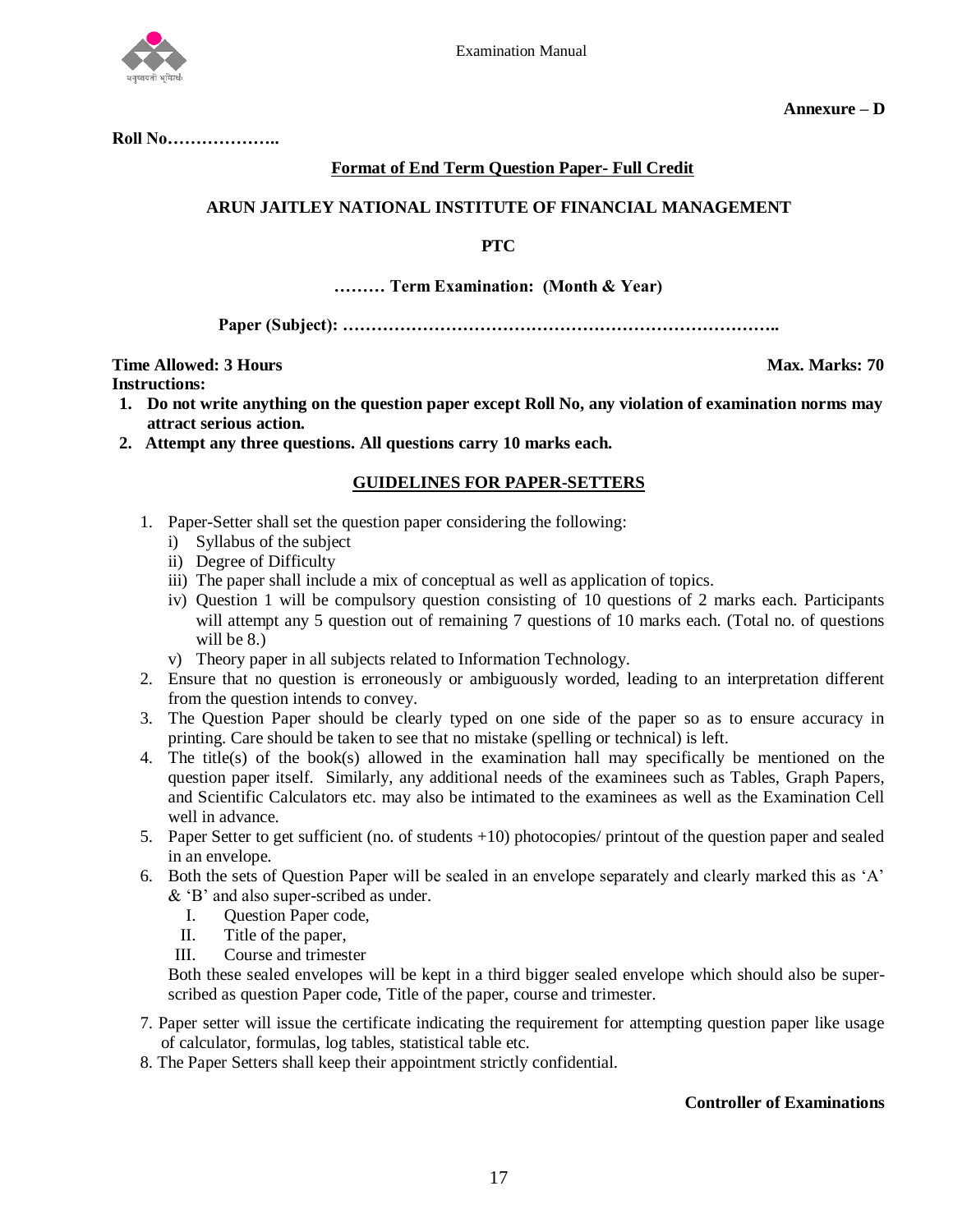**Annexure – D**

**Roll No………………..**

**Format of End Term Question Paper- Full Credit**

**ARUN JAITLEY NATIONAL INSTITUTE OF FINANCIAL MANAGEMENT**

**PTC**

**……… Term Examination: (Month & Year)**

**Paper (Subject): …………………………………………………………………..**

**Time Allowed: 3 Hours** **Max. Marks: 70**

**Instructions:**

1. **Do not write anything on the question paper except Roll No, any violation of examination norms may attract serious action.**
2. **Attempt any three questions. All questions carry 10 marks each.**

**GUIDELINES FOR PAPER-SETTERS**

1. Paper-Setter shall set the question paper considering the following:
   i) Syllabus of the subject
   ii) Degree of Difficulty
   iii) The paper shall include a mix of conceptual as well as application of topics.
   iv) Question 1 will be compulsory question consisting of 10 questions of 2 marks each. Participants will attempt any 5 question out of remaining 7 questions of 10 marks each. (Total no. of questions will be 8.)
   v) Theory paper in all subjects related to Information Technology.
2. Ensure that no question is erroneously or ambiguously worded, leading to an interpretation different from the question intends to convey.
3. The Question Paper should be clearly typed on one side of the paper so as to ensure accuracy in printing. Care should be taken to see that no mistake (spelling or technical) is left.
4. The title(s) of the book(s) allowed in the examination hall may specifically be mentioned on the question paper itself. Similarly, any additional needs of the examinees such as Tables, Graph Papers, and Scientific Calculators etc. may also be intimated to the examinees as well as the Examination Cell well in advance.
5. Paper Setter to get sufficient (no. of students +10) photocopies/ printout of the question paper and sealed in an envelope.
6. Both the sets of Question Paper will be sealed in an envelope separately and clearly marked this as 'A' & 'B' and also super-scribed as under.
   I. Question Paper code,
   II. Title of the paper,
   III. Course and trimester

   Both these sealed envelopes will be kept in a third bigger sealed envelope which should also be super-scribed as question Paper code, Title of the paper, course and trimester.
7. Paper setter will issue the certificate indicating the requirement for attempting question paper like usage of calculator, formulas, log tables, statistical table etc.
8. The Paper Setters shall keep their appointment strictly confidential.

**Controller of Examinations**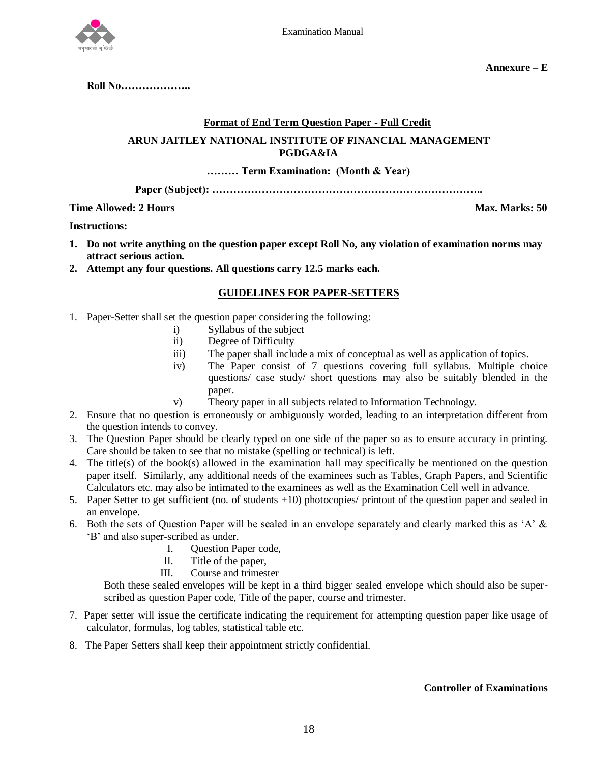**Annexure – E**

**Roll No………………..**

**<u>Format of End Term Question Paper - Full Credit</u>**

**ARUN JAITLEY NATIONAL INSTITUTE OF FINANCIAL MANAGEMENT**
**PGDGA&IA**

**……… Term Examination: (Month & Year)**

**Paper (Subject): …………………………………………………………………..**

**Time Allowed: 2 Hours** **Max. Marks: 50**

**Instructions:**

1. **Do not write anything on the question paper except Roll No, any violation of examination norms may attract serious action.**
2. **Attempt any four questions. All questions carry 12.5 marks each.**

## <u>GUIDELINES FOR PAPER-SETTERS</u>

1. Paper-Setter shall set the question paper considering the following:
   - i) Syllabus of the subject
   - ii) Degree of Difficulty
   - iii) The paper shall include a mix of conceptual as well as application of topics.
   - iv) The Paper consist of 7 questions covering full syllabus. Multiple choice questions/ case study/ short questions may also be suitably blended in the paper.
   - v) Theory paper in all subjects related to Information Technology.
2. Ensure that no question is erroneously or ambiguously worded, leading to an interpretation different from the question intends to convey.
3. The Question Paper should be clearly typed on one side of the paper so as to ensure accuracy in printing. Care should be taken to see that no mistake (spelling or technical) is left.
4. The title(s) of the book(s) allowed in the examination hall may specifically be mentioned on the question paper itself. Similarly, any additional needs of the examinees such as Tables, Graph Papers, and Scientific Calculators etc. may also be intimated to the examinees as well as the Examination Cell well in advance.
5. Paper Setter to get sufficient (no. of students +10) photocopies/ printout of the question paper and sealed in an envelope.
6. Both the sets of Question Paper will be sealed in an envelope separately and clearly marked this as 'A' & 'B' and also super-scribed as under.
   - I. Question Paper code,
   - II. Title of the paper,
   - III. Course and trimester

   Both these sealed envelopes will be kept in a third bigger sealed envelope which should also be super-scribed as question Paper code, Title of the paper, course and trimester.
7. Paper setter will issue the certificate indicating the requirement for attempting question paper like usage of calculator, formulas, log tables, statistical table etc.
8. The Paper Setters shall keep their appointment strictly confidential.

**Controller of Examinations**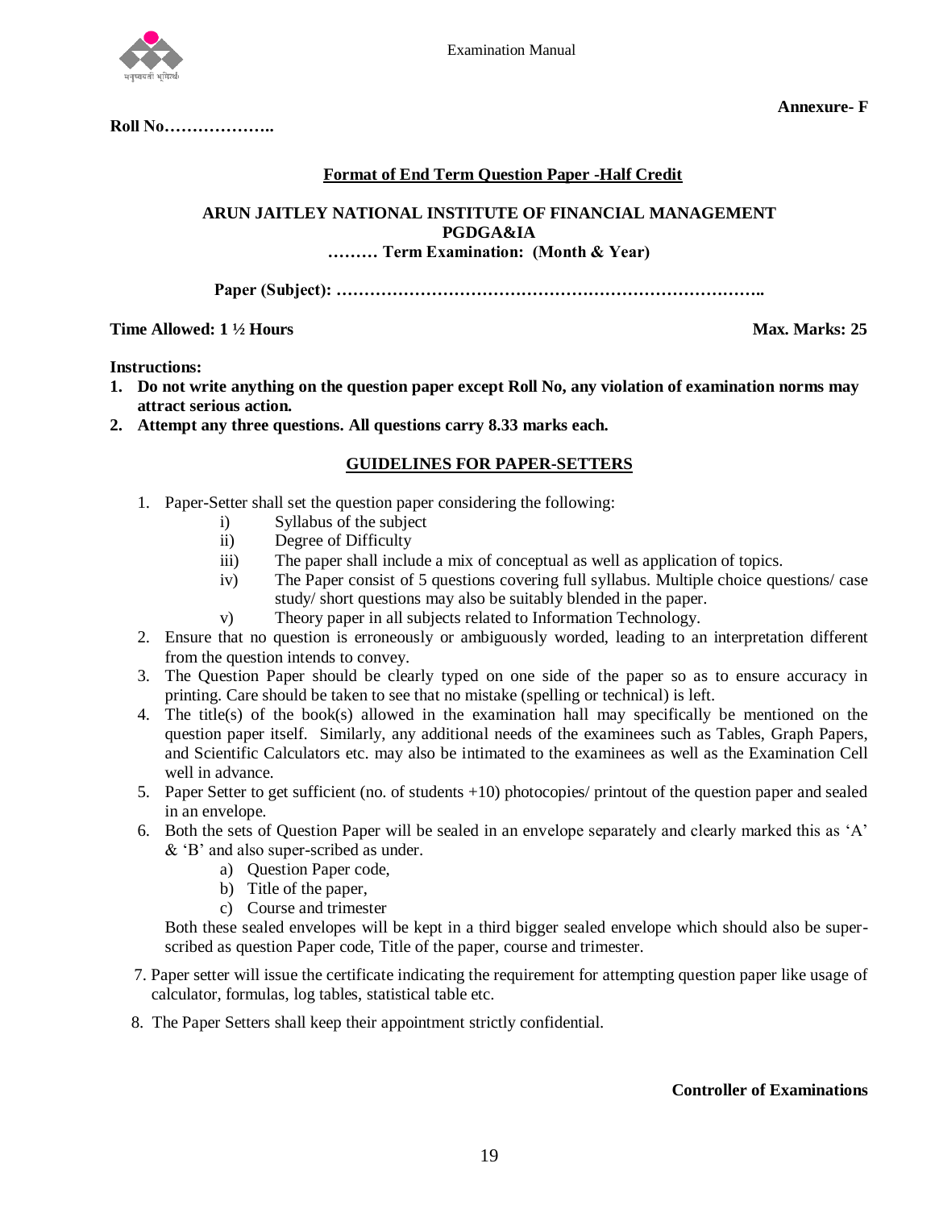**Annexure- F**

**Roll No………………..**

**Format of End Term Question Paper -Half Credit**

**ARUN JAITLEY NATIONAL INSTITUTE OF FINANCIAL MANAGEMENT**
**PGDGA&IA**
**……… Term Examination: (Month & Year)**

**Paper (Subject): …………………………………………………………………..**

**Time Allowed: 1 ½ Hours** **Max. Marks: 25**

**Instructions:**

1. **Do not write anything on the question paper except Roll No, any violation of examination norms may attract serious action.**
2. **Attempt any three questions. All questions carry 8.33 marks each.**

**GUIDELINES FOR PAPER-SETTERS**

1. Paper-Setter shall set the question paper considering the following:
   - i) Syllabus of the subject
   - ii) Degree of Difficulty
   - iii) The paper shall include a mix of conceptual as well as application of topics.
   - iv) The Paper consist of 5 questions covering full syllabus. Multiple choice questions/ case study/ short questions may also be suitably blended in the paper.
   - v) Theory paper in all subjects related to Information Technology.
2. Ensure that no question is erroneously or ambiguously worded, leading to an interpretation different from the question intends to convey.
3. The Question Paper should be clearly typed on one side of the paper so as to ensure accuracy in printing. Care should be taken to see that no mistake (spelling or technical) is left.
4. The title(s) of the book(s) allowed in the examination hall may specifically be mentioned on the question paper itself. Similarly, any additional needs of the examinees such as Tables, Graph Papers, and Scientific Calculators etc. may also be intimated to the examinees as well as the Examination Cell well in advance.
5. Paper Setter to get sufficient (no. of students +10) photocopies/ printout of the question paper and sealed in an envelope.
6. Both the sets of Question Paper will be sealed in an envelope separately and clearly marked this as 'A' & 'B' and also super-scribed as under.
   - a) Question Paper code,
   - b) Title of the paper,
   - c) Course and trimester

   Both these sealed envelopes will be kept in a third bigger sealed envelope which should also be super-scribed as question Paper code, Title of the paper, course and trimester.
7. Paper setter will issue the certificate indicating the requirement for attempting question paper like usage of calculator, formulas, log tables, statistical table etc.
8. The Paper Setters shall keep their appointment strictly confidential.

**Controller of Examinations**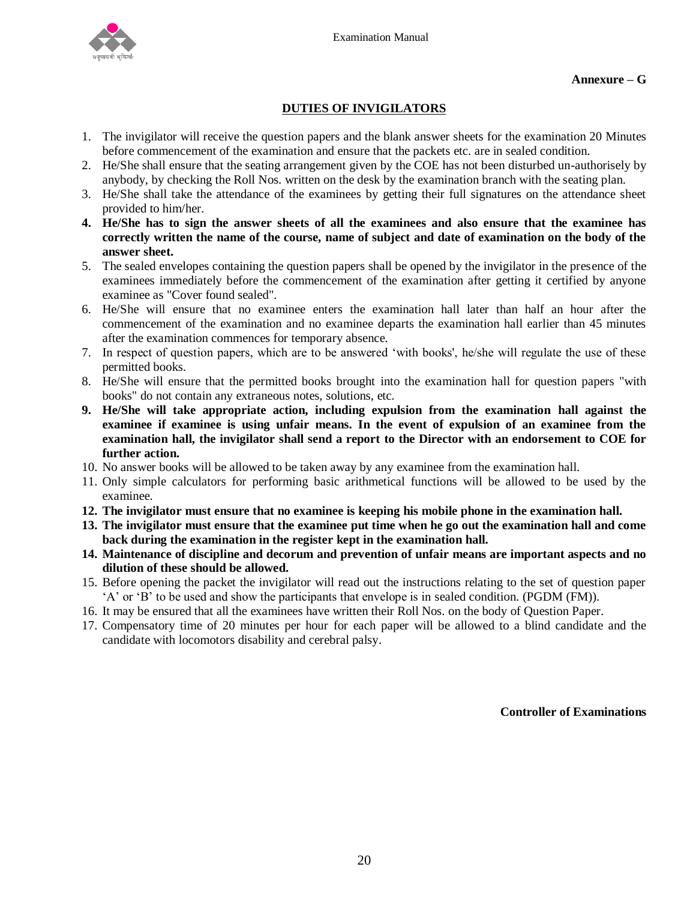**Annexure – G**

## DUTIES OF INVIGILATORS

1. The invigilator will receive the question papers and the blank answer sheets for the examination 20 Minutes before commencement of the examination and ensure that the packets etc. are in sealed condition.
2. He/She shall ensure that the seating arrangement given by the COE has not been disturbed un-authorisely by anybody, by checking the Roll Nos. written on the desk by the examination branch with the seating plan.
3. He/She shall take the attendance of the examinees by getting their full signatures on the attendance sheet provided to him/her.
4. **He/She has to sign the answer sheets of all the examinees and also ensure that the examinee has correctly written the name of the course, name of subject and date of examination on the body of the answer sheet.**
5. The sealed envelopes containing the question papers shall be opened by the invigilator in the presence of the examinees immediately before the commencement of the examination after getting it certified by anyone examinee as "Cover found sealed".
6. He/She will ensure that no examinee enters the examination hall later than half an hour after the commencement of the examination and no examinee departs the examination hall earlier than 45 minutes after the examination commences for temporary absence.
7. In respect of question papers, which are to be answered 'with books', he/she will regulate the use of these permitted books.
8. He/She will ensure that the permitted books brought into the examination hall for question papers "with books" do not contain any extraneous notes, solutions, etc.
9. **He/She will take appropriate action, including expulsion from the examination hall against the examinee if examinee is using unfair means. In the event of expulsion of an examinee from the examination hall, the invigilator shall send a report to the Director with an endorsement to COE for further action.**
10. No answer books will be allowed to be taken away by any examinee from the examination hall.
11. Only simple calculators for performing basic arithmetical functions will be allowed to be used by the examinee.
12. **The invigilator must ensure that no examinee is keeping his mobile phone in the examination hall.**
13. **The invigilator must ensure that the examinee put time when he go out the examination hall and come back during the examination in the register kept in the examination hall.**
14. **Maintenance of discipline and decorum and prevention of unfair means are important aspects and no dilution of these should be allowed.**
15. Before opening the packet the invigilator will read out the instructions relating to the set of question paper 'A' or 'B' to be used and show the participants that envelope is in sealed condition. (PGDM (FM)).
16. It may be ensured that all the examinees have written their Roll Nos. on the body of Question Paper.
17. Compensatory time of 20 minutes per hour for each paper will be allowed to a blind candidate and the candidate with locomotors disability and cerebral palsy.

**Controller of Examinations**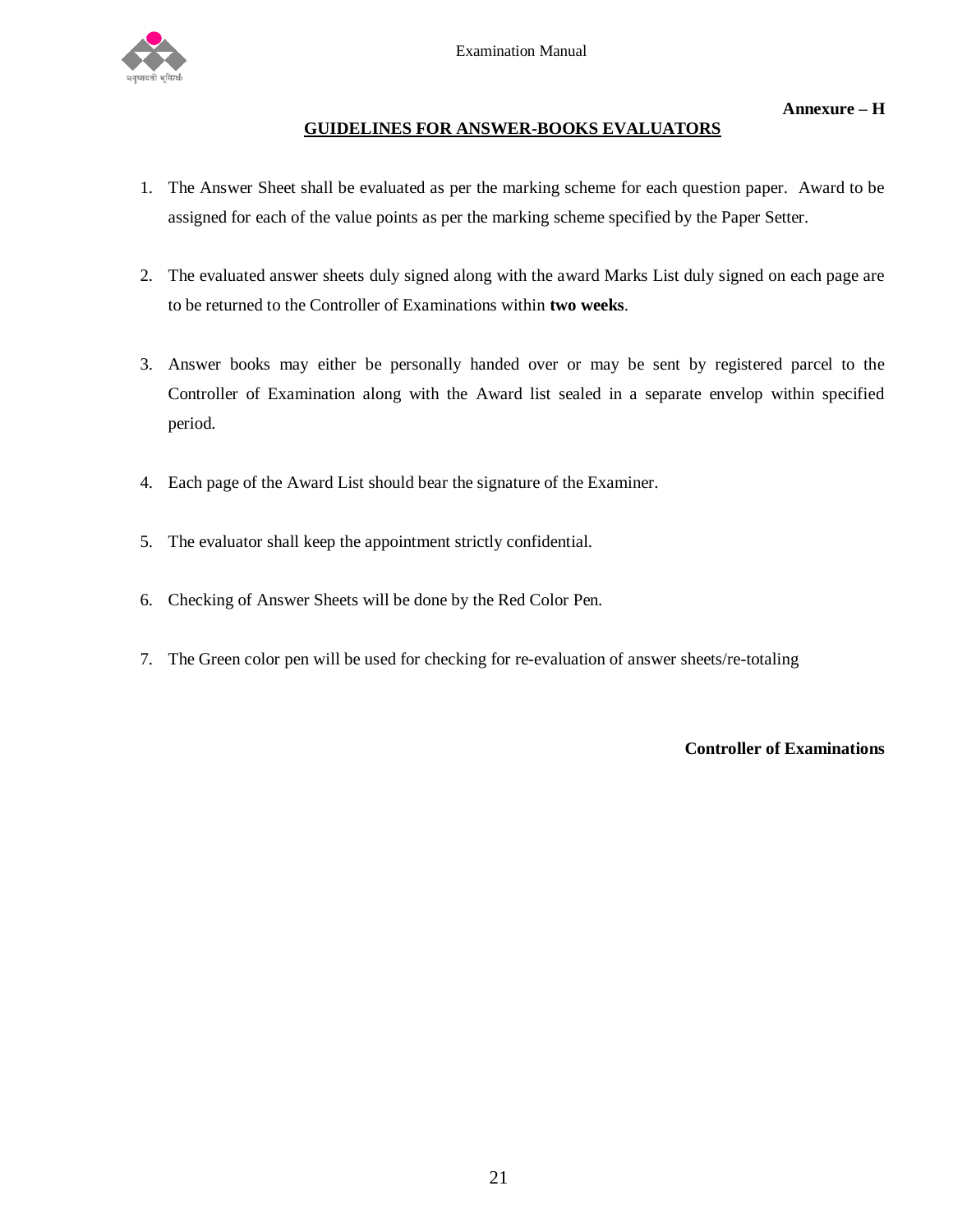Annexure – H

## GUIDELINES FOR ANSWER-BOOKS EVALUATORS

1. The Answer Sheet shall be evaluated as per the marking scheme for each question paper. Award to be assigned for each of the value points as per the marking scheme specified by the Paper Setter.
2. The evaluated answer sheets duly signed along with the award Marks List duly signed on each page are to be returned to the Controller of Examinations within **two weeks**.
3. Answer books may either be personally handed over or may be sent by registered parcel to the Controller of Examination along with the Award list sealed in a separate envelop within specified period.
4. Each page of the Award List should bear the signature of the Examiner.
5. The evaluator shall keep the appointment strictly confidential.
6. Checking of Answer Sheets will be done by the Red Color Pen.
7. The Green color pen will be used for checking for re-evaluation of answer sheets/re-totaling

**Controller of Examinations**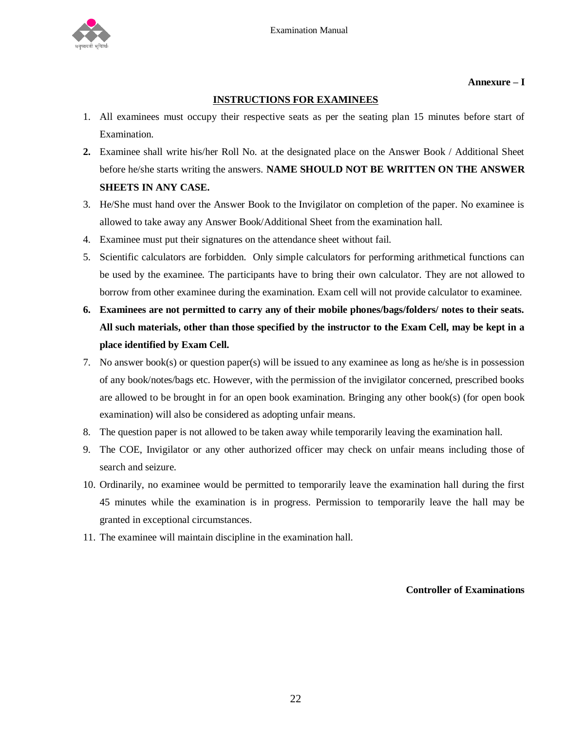**Annexure – I**

## INSTRUCTIONS FOR EXAMINEES

1. All examinees must occupy their respective seats as per the seating plan 15 minutes before start of Examination.
2. Examinee shall write his/her Roll No. at the designated place on the Answer Book / Additional Sheet before he/she starts writing the answers. **NAME SHOULD NOT BE WRITTEN ON THE ANSWER SHEETS IN ANY CASE.**
3. He/She must hand over the Answer Book to the Invigilator on completion of the paper. No examinee is allowed to take away any Answer Book/Additional Sheet from the examination hall.
4. Examinee must put their signatures on the attendance sheet without fail.
5. Scientific calculators are forbidden. Only simple calculators for performing arithmetical functions can be used by the examinee. The participants have to bring their own calculator. They are not allowed to borrow from other examinee during the examination. Exam cell will not provide calculator to examinee.
6. **Examinees are not permitted to carry any of their mobile phones/bags/folders/ notes to their seats. All such materials, other than those specified by the instructor to the Exam Cell, may be kept in a place identified by Exam Cell.**
7. No answer book(s) or question paper(s) will be issued to any examinee as long as he/she is in possession of any book/notes/bags etc. However, with the permission of the invigilator concerned, prescribed books are allowed to be brought in for an open book examination. Bringing any other book(s) (for open book examination) will also be considered as adopting unfair means.
8. The question paper is not allowed to be taken away while temporarily leaving the examination hall.
9. The COE, Invigilator or any other authorized officer may check on unfair means including those of search and seizure.
10. Ordinarily, no examinee would be permitted to temporarily leave the examination hall during the first 45 minutes while the examination is in progress. Permission to temporarily leave the hall may be granted in exceptional circumstances.
11. The examinee will maintain discipline in the examination hall.

**Controller of Examinations**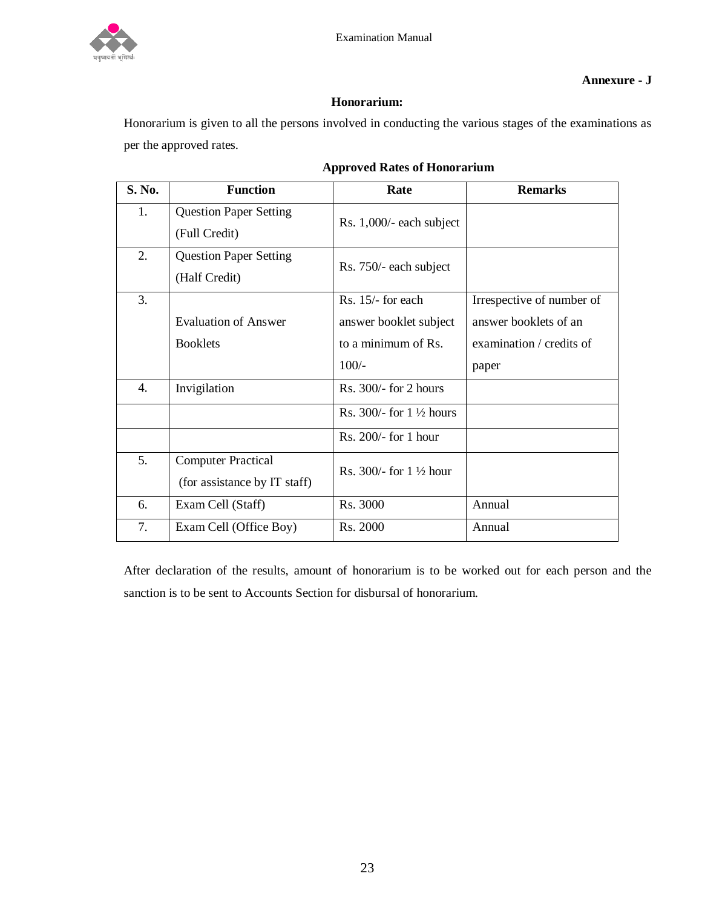**Annexure - J**

## Honorarium:

Honorarium is given to all the persons involved in conducting the various stages of the examinations as per the approved rates.

**Approved Rates of Honorarium**

| S. No. | Function | Rate | Remarks |
|---|---|---|---|
| 1. | Question Paper Setting (Full Credit) | Rs. 1,000/- each subject | |
| 2. | Question Paper Setting (Half Credit) | Rs. 750/- each subject | |
| 3. | Evaluation of Answer Booklets | Rs. 15/- for each answer booklet subject to a minimum of Rs. 100/- | Irrespective of number of answer booklets of an examination / credits of paper |
| 4. | Invigilation | Rs. 300/- for 2 hours | |
| | | Rs. 300/- for 1 ½ hours | |
| | | Rs. 200/- for 1 hour | |
| 5. | Computer Practical (for assistance by IT staff) | Rs. 300/- for 1 ½ hour | |
| 6. | Exam Cell (Staff) | Rs. 3000 | Annual |
| 7. | Exam Cell (Office Boy) | Rs. 2000 | Annual |

After declaration of the results, amount of honorarium is to be worked out for each person and the sanction is to be sent to Accounts Section for disbursal of honorarium.